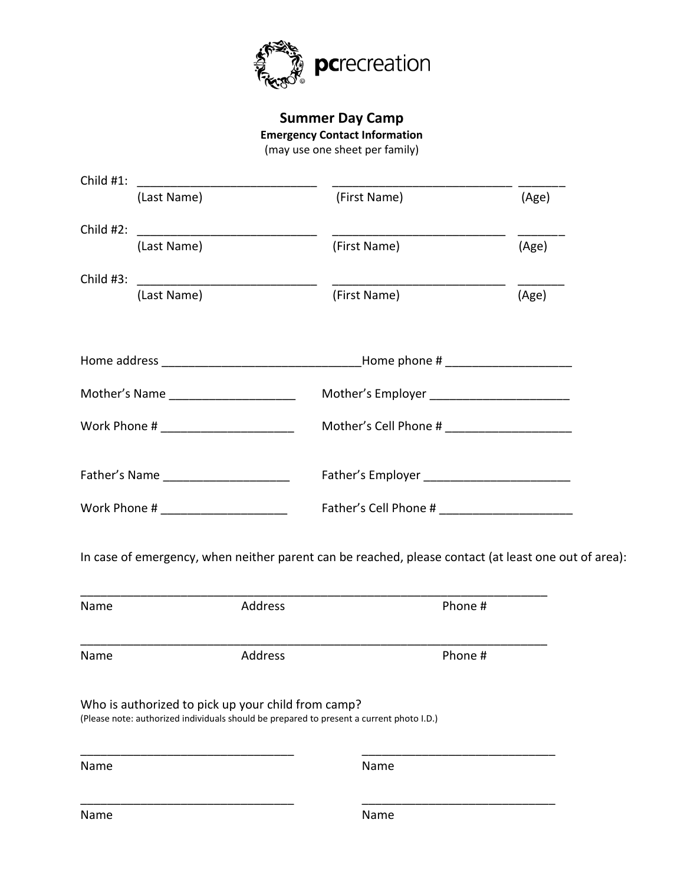pcrecreation

# Summer Day Camp

**Emergency Contact Information**

(may use one sheet per family)

Child #1: ___________________________ ___________________________ _______
(Last Name) (First Name) (Age)

Child #2: ___________________________ ___________________________ _______
(Last Name) (First Name) (Age)

Child #3: ___________________________ ___________________________ _______
(Last Name) (First Name) (Age)

Home address ______________________________Home phone # ___________________

Mother's Name ___________________ Mother's Employer _____________________

Work Phone # ___________________ Mother's Cell Phone # ___________________

Father's Name ___________________ Father's Employer ______________________

Work Phone # __________________ Father's Cell Phone # ____________________

In case of emergency, when neither parent can be reached, please contact (at least one out of area):

_________________________________________________________________________
Name Address Phone #

_________________________________________________________________________
Name Address Phone #

Who is authorized to pick up your child from camp?
(Please note: authorized individuals should be prepared to present a current photo I.D.)

_________________________________ ______________________________
Name Name

_________________________________ ______________________________
Name Name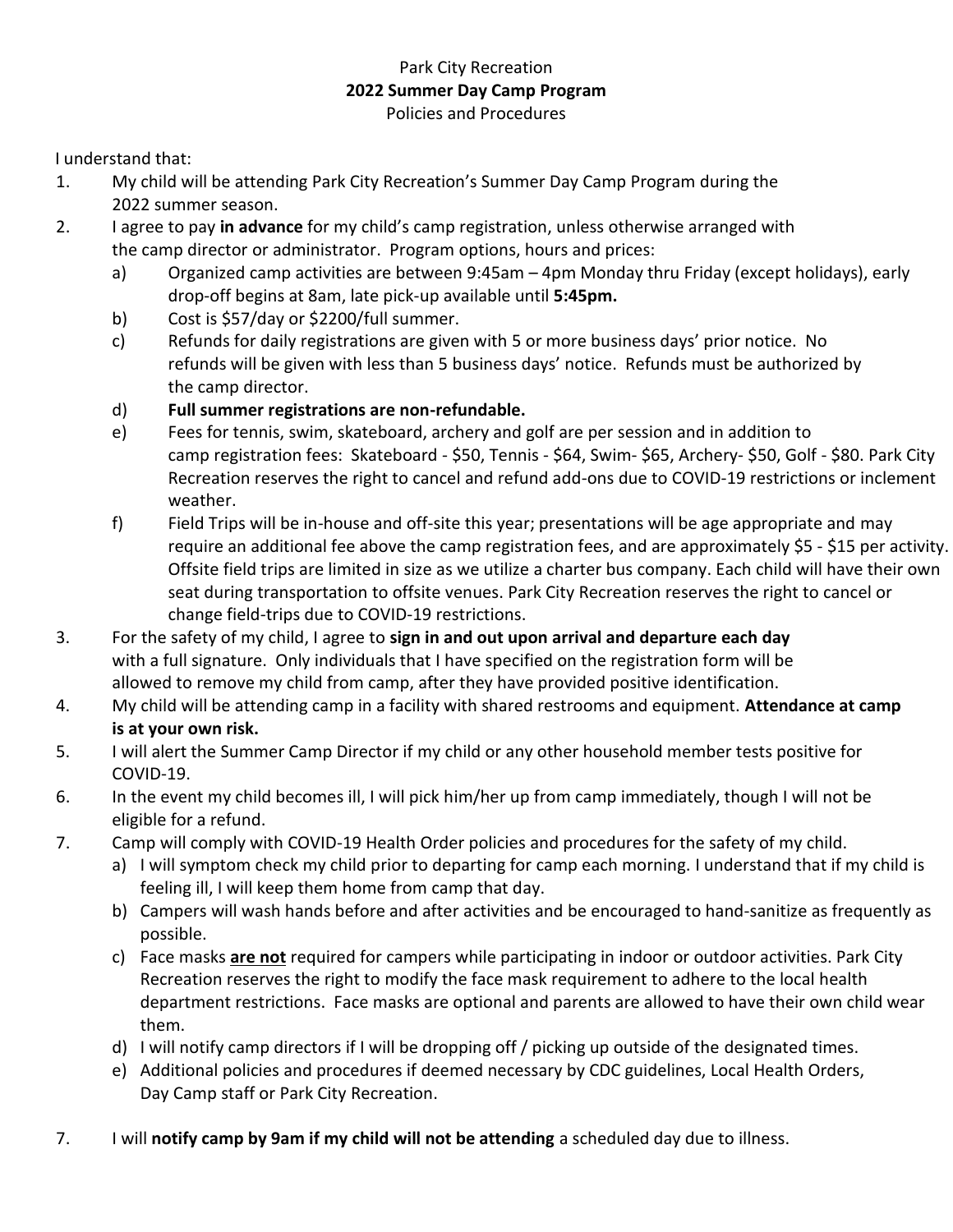Park City Recreation

**2022 Summer Day Camp Program**

Policies and Procedures

I understand that:

1. My child will be attending Park City Recreation's Summer Day Camp Program during the 2022 summer season.
2. I agree to pay **in advance** for my child's camp registration, unless otherwise arranged with the camp director or administrator. Program options, hours and prices:
   a) Organized camp activities are between 9:45am – 4pm Monday thru Friday (except holidays), early drop-off begins at 8am, late pick-up available until **5:45pm.**
   b) Cost is $57/day or $2200/full summer.
   c) Refunds for daily registrations are given with 5 or more business days' prior notice. No refunds will be given with less than 5 business days' notice. Refunds must be authorized by the camp director.
   d) **Full summer registrations are non-refundable.**
   e) Fees for tennis, swim, skateboard, archery and golf are per session and in addition to camp registration fees: Skateboard - $50, Tennis - $64, Swim- $65, Archery- $50, Golf - $80. Park City Recreation reserves the right to cancel and refund add-ons due to COVID-19 restrictions or inclement weather.
   f) Field Trips will be in-house and off-site this year; presentations will be age appropriate and may require an additional fee above the camp registration fees, and are approximately $5 - $15 per activity. Offsite field trips are limited in size as we utilize a charter bus company. Each child will have their own seat during transportation to offsite venues. Park City Recreation reserves the right to cancel or change field-trips due to COVID-19 restrictions.
3. For the safety of my child, I agree to **sign in and out upon arrival and departure each day** with a full signature. Only individuals that I have specified on the registration form will be allowed to remove my child from camp, after they have provided positive identification.
4. My child will be attending camp in a facility with shared restrooms and equipment. **Attendance at camp is at your own risk.**
5. I will alert the Summer Camp Director if my child or any other household member tests positive for COVID-19.
6. In the event my child becomes ill, I will pick him/her up from camp immediately, though I will not be eligible for a refund.
7. Camp will comply with COVID-19 Health Order policies and procedures for the safety of my child.
   a) I will symptom check my child prior to departing for camp each morning. I understand that if my child is feeling ill, I will keep them home from camp that day.
   b) Campers will wash hands before and after activities and be encouraged to hand-sanitize as frequently as possible.
   c) Face masks **<u>are not</u>** required for campers while participating in indoor or outdoor activities. Park City Recreation reserves the right to modify the face mask requirement to adhere to the local health department restrictions. Face masks are optional and parents are allowed to have their own child wear them.
   d) I will notify camp directors if I will be dropping off / picking up outside of the designated times.
   e) Additional policies and procedures if deemed necessary by CDC guidelines, Local Health Orders, Day Camp staff or Park City Recreation.

7. I will **notify camp by 9am if my child will not be attending** a scheduled day due to illness.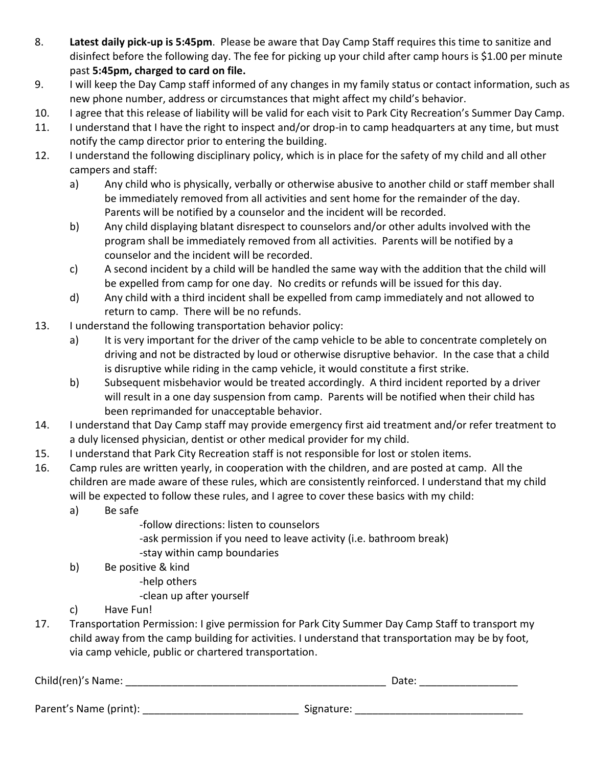8. **Latest daily pick-up is 5:45pm**. Please be aware that Day Camp Staff requires this time to sanitize and disinfect before the following day. The fee for picking up your child after camp hours is $1.00 per minute past **5:45pm, charged to card on file.**
9. I will keep the Day Camp staff informed of any changes in my family status or contact information, such as new phone number, address or circumstances that might affect my child's behavior.
10. I agree that this release of liability will be valid for each visit to Park City Recreation's Summer Day Camp.
11. I understand that I have the right to inspect and/or drop-in to camp headquarters at any time, but must notify the camp director prior to entering the building.
12. I understand the following disciplinary policy, which is in place for the safety of my child and all other campers and staff:
    a) Any child who is physically, verbally or otherwise abusive to another child or staff member shall be immediately removed from all activities and sent home for the remainder of the day. Parents will be notified by a counselor and the incident will be recorded.
    b) Any child displaying blatant disrespect to counselors and/or other adults involved with the program shall be immediately removed from all activities. Parents will be notified by a counselor and the incident will be recorded.
    c) A second incident by a child will be handled the same way with the addition that the child will be expelled from camp for one day. No credits or refunds will be issued for this day.
    d) Any child with a third incident shall be expelled from camp immediately and not allowed to return to camp. There will be no refunds.
13. I understand the following transportation behavior policy:
    a) It is very important for the driver of the camp vehicle to be able to concentrate completely on driving and not be distracted by loud or otherwise disruptive behavior. In the case that a child is disruptive while riding in the camp vehicle, it would constitute a first strike.
    b) Subsequent misbehavior would be treated accordingly. A third incident reported by a driver will result in a one day suspension from camp. Parents will be notified when their child has been reprimanded for unacceptable behavior.
14. I understand that Day Camp staff may provide emergency first aid treatment and/or refer treatment to a duly licensed physician, dentist or other medical provider for my child.
15. I understand that Park City Recreation staff is not responsible for lost or stolen items.
16. Camp rules are written yearly, in cooperation with the children, and are posted at camp. All the children are made aware of these rules, which are consistently reinforced. I understand that my child will be expected to follow these rules, and I agree to cover these basics with my child:
    a) Be safe
        - follow directions: listen to counselors
        - ask permission if you need to leave activity (i.e. bathroom break)
        - stay within camp boundaries
    b) Be positive & kind
        - help others
        - clean up after yourself
    c) Have Fun!
17. Transportation Permission: I give permission for Park City Summer Day Camp Staff to transport my child away from the camp building for activities. I understand that transportation may be by foot, via camp vehicle, public or chartered transportation.

Child(ren)'s Name: ______________________________________________ Date: ________________

Parent's Name (print): ___________________________ Signature: _____________________________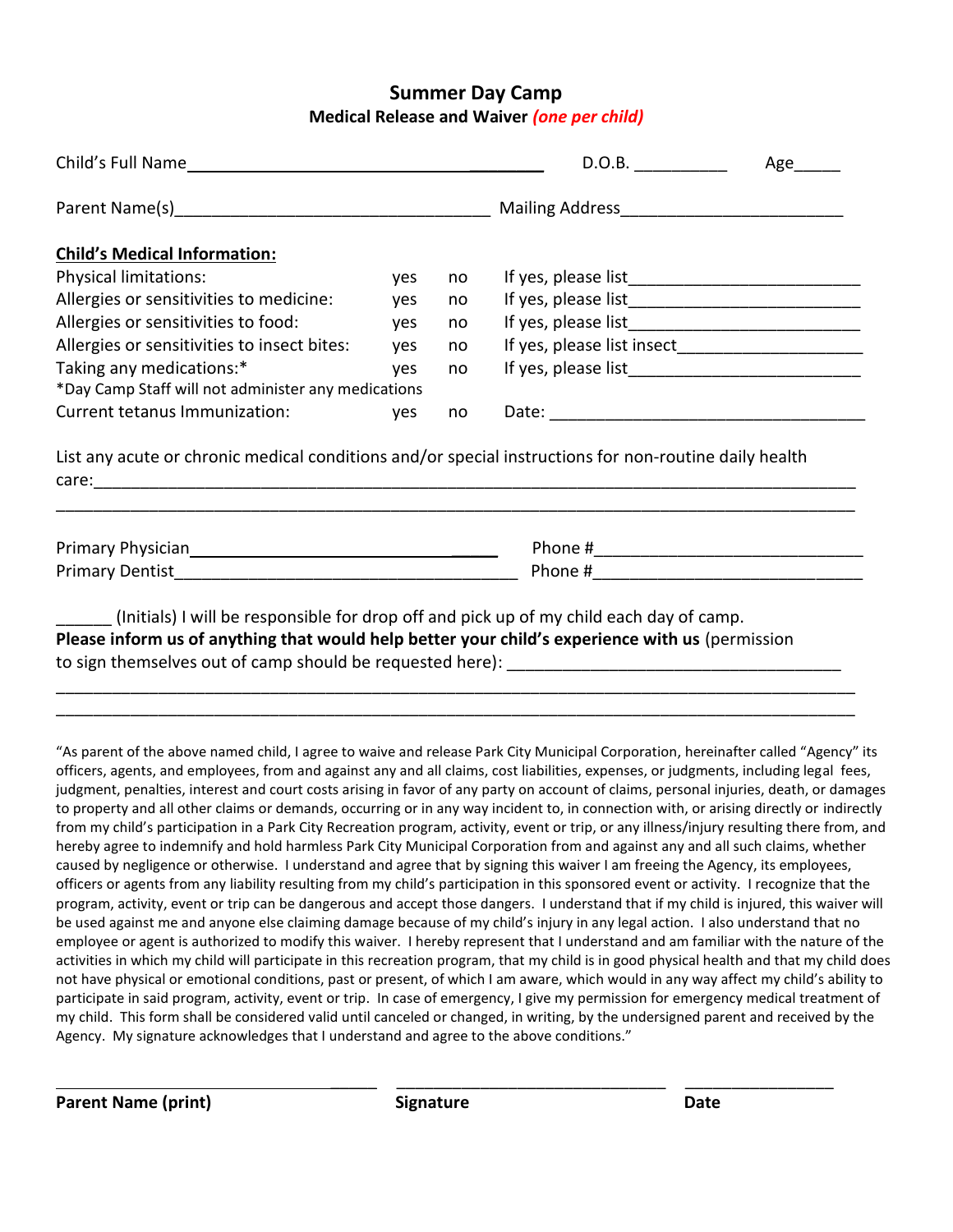# Summer Day Camp

**Medical Release and Waiver** ***(one per child)***

Child's Full Name_________________________________ D.O.B. __________ Age_____

Parent Name(s)_________________________________ Mailing Address_______________________

**Child's Medical Information:**

| | | | |
|---|---|---|---|
| Physical limitations: | yes | no | If yes, please list________________________ |
| Allergies or sensitivities to medicine: | yes | no | If yes, please list________________________ |
| Allergies or sensitivities to food: | yes | no | If yes, please list________________________ |
| Allergies or sensitivities to insect bites: | yes | no | If yes, please list insect____________________ |
| Taking any medications:* | yes | no | If yes, please list________________________ |
| *Day Camp Staff will not administer any medications | | | |
| Current tetanus Immunization: | yes | no | Date: ________________________________ |

List any acute or chronic medical conditions and/or special instructions for non-routine daily health care:_________________________________________________________________________________

_________________________________________________________________________________

Primary Physician_________________________________ Phone #____________________________

Primary Dentist___________________________________ Phone #____________________________

______ (Initials) I will be responsible for drop off and pick up of my child each day of camp.

**Please inform us of anything that would help better your child's experience with us** (permission to sign themselves out of camp should be requested here): ___________________________________

_________________________________________________________________________________

_________________________________________________________________________________

"As parent of the above named child, I agree to waive and release Park City Municipal Corporation, hereinafter called "Agency" its officers, agents, and employees, from and against any and all claims, cost liabilities, expenses, or judgments, including legal fees, judgment, penalties, interest and court costs arising in favor of any party on account of claims, personal injuries, death, or damages to property and all other claims or demands, occurring or in any way incident to, in connection with, or arising directly or indirectly from my child's participation in a Park City Recreation program, activity, event or trip, or any illness/injury resulting there from, and hereby agree to indemnify and hold harmless Park City Municipal Corporation from and against any and all such claims, whether caused by negligence or otherwise. I understand and agree that by signing this waiver I am freeing the Agency, its employees, officers or agents from any liability resulting from my child's participation in this sponsored event or activity. I recognize that the program, activity, event or trip can be dangerous and accept those dangers. I understand that if my child is injured, this waiver will be used against me and anyone else claiming damage because of my child's injury in any legal action. I also understand that no employee or agent is authorized to modify this waiver. I hereby represent that I understand and am familiar with the nature of the activities in which my child will participate in this recreation program, that my child is in good physical health and that my child does not have physical or emotional conditions, past or present, of which I am aware, which would in any way affect my child's ability to participate in said program, activity, event or trip. In case of emergency, I give my permission for emergency medical treatment of my child. This form shall be considered valid until canceled or changed, in writing, by the undersigned parent and received by the Agency. My signature acknowledges that I understand and agree to the above conditions."

__________________________________ ______________________________ ________________

**Parent Name (print)** **Signature** **Date**